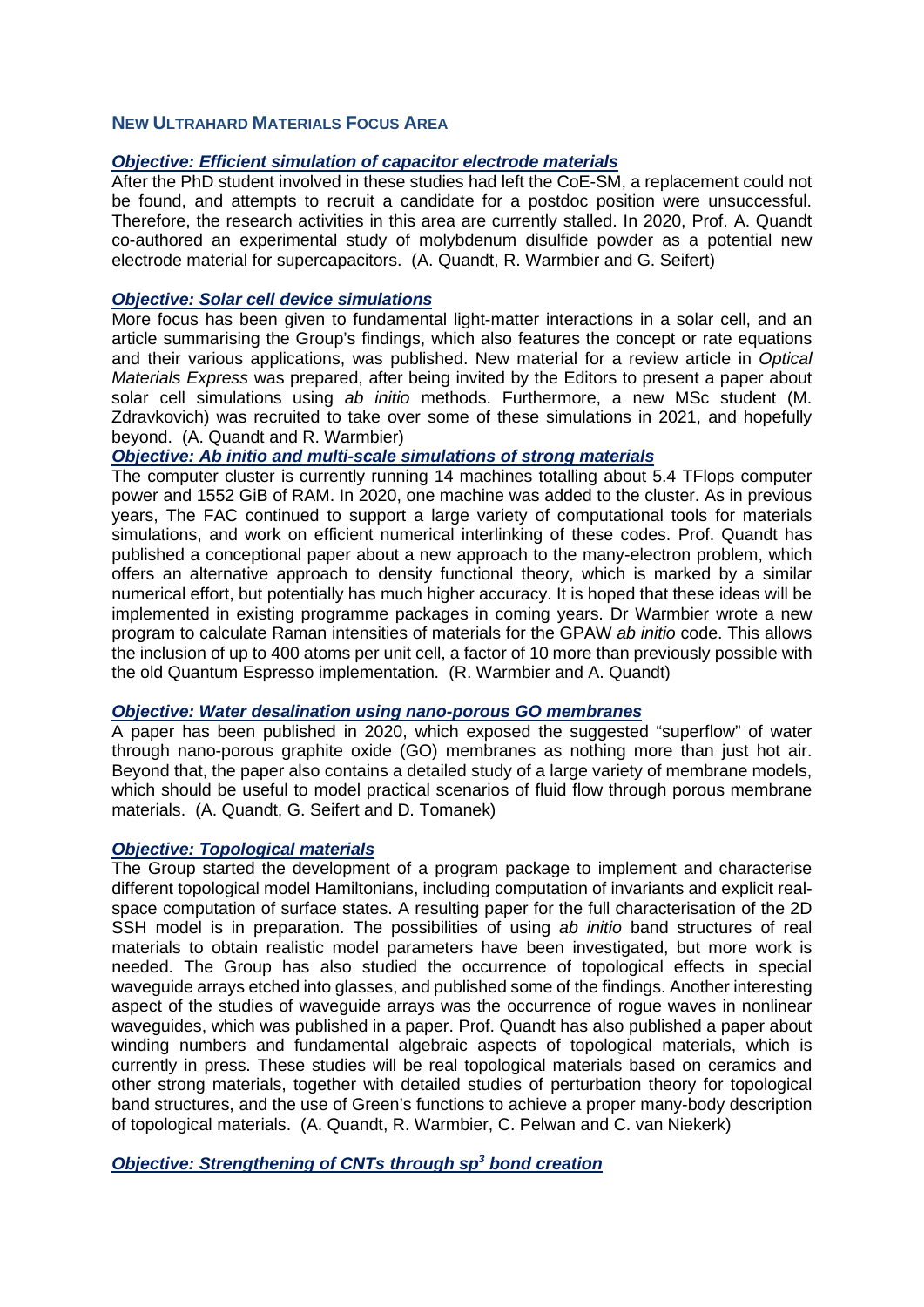## NEW ULTRAHARD MATERIALS FOCUS AREA

### *Objective: Efficient simulation of capacitor electrode materials*

After the PhD student involved in these studies had left the CoE-SM, a replacement could not be found, and attempts to recruit a candidate for a postdoc position were unsuccessful. Therefore, the research activities in this area are currently stalled. In 2020, Prof. A. Quandt co-authored an experimental study of molybdenum disulfide powder as a potential new electrode material for supercapacitors. (A. Quandt, R. Warmbier and G. Seifert)

### *Objective: Solar cell device simulations*

More focus has been given to fundamental light-matter interactions in a solar cell, and an article summarising the Group's findings, which also features the concept or rate equations and their various applications, was published. New material for a review article in *Optical Materials Express* was prepared, after being invited by the Editors to present a paper about solar cell simulations using *ab initio* methods. Furthermore, a new MSc student (M. Zdravkovich) was recruited to take over some of these simulations in 2021, and hopefully beyond. (A. Quandt and R. Warmbier)

### *Objective: Ab initio and multi-scale simulations of strong materials*

The computer cluster is currently running 14 machines totalling about 5.4 TFlops computer power and 1552 GiB of RAM. In 2020, one machine was added to the cluster. As in previous years, The FAC continued to support a large variety of computational tools for materials simulations, and work on efficient numerical interlinking of these codes. Prof. Quandt has published a conceptional paper about a new approach to the many-electron problem, which offers an alternative approach to density functional theory, which is marked by a similar numerical effort, but potentially has much higher accuracy. It is hoped that these ideas will be implemented in existing programme packages in coming years. Dr Warmbier wrote a new program to calculate Raman intensities of materials for the GPAW *ab initio* code. This allows the inclusion of up to 400 atoms per unit cell, a factor of 10 more than previously possible with the old Quantum Espresso implementation. (R. Warmbier and A. Quandt)

### *Objective: Water desalination using nano-porous GO membranes*

A paper has been published in 2020, which exposed the suggested "superflow" of water through nano-porous graphite oxide (GO) membranes as nothing more than just hot air. Beyond that, the paper also contains a detailed study of a large variety of membrane models, which should be useful to model practical scenarios of fluid flow through porous membrane materials. (A. Quandt, G. Seifert and D. Tomanek)

### *Objective: Topological materials*

The Group started the development of a program package to implement and characterise different topological model Hamiltonians, including computation of invariants and explicit real-space computation of surface states. A resulting paper for the full characterisation of the 2D SSH model is in preparation. The possibilities of using *ab initio* band structures of real materials to obtain realistic model parameters have been investigated, but more work is needed. The Group has also studied the occurrence of topological effects in special waveguide arrays etched into glasses, and published some of the findings. Another interesting aspect of the studies of waveguide arrays was the occurrence of rogue waves in nonlinear waveguides, which was published in a paper. Prof. Quandt has also published a paper about winding numbers and fundamental algebraic aspects of topological materials, which is currently in press. These studies will be real topological materials based on ceramics and other strong materials, together with detailed studies of perturbation theory for topological band structures, and the use of Green's functions to achieve a proper many-body description of topological materials. (A. Quandt, R. Warmbier, C. Pelwan and C. van Niekerk)

### *Objective: Strengthening of CNTs through $sp^3$ bond creation*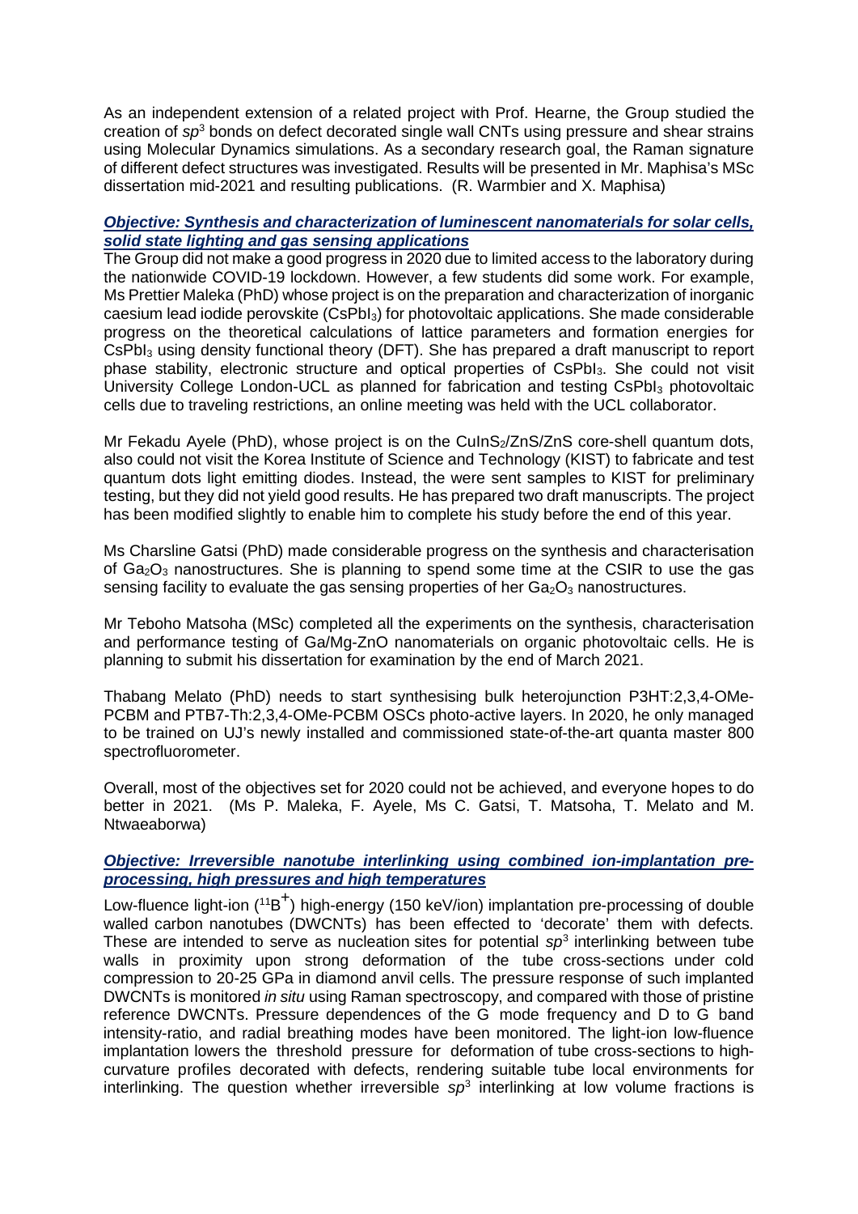As an independent extension of a related project with Prof. Hearne, the Group studied the creation of $sp^3$ bonds on defect decorated single wall CNTs using pressure and shear strains using Molecular Dynamics simulations. As a secondary research goal, the Raman signature of different defect structures was investigated. Results will be presented in Mr. Maphisa's MSc dissertation mid-2021 and resulting publications. (R. Warmbier and X. Maphisa)

***Objective: Synthesis and characterization of luminescent nanomaterials for solar cells, solid state lighting and gas sensing applications***

The Group did not make a good progress in 2020 due to limited access to the laboratory during the nationwide COVID-19 lockdown. However, a few students did some work. For example, Ms Prettier Maleka (PhD) whose project is on the preparation and characterization of inorganic caesium lead iodide perovskite ($CsPbI_3$) for photovoltaic applications. She made considerable progress on the theoretical calculations of lattice parameters and formation energies for $CsPbI_3$ using density functional theory (DFT). She has prepared a draft manuscript to report phase stability, electronic structure and optical properties of $CsPbI_3$. She could not visit University College London-UCL as planned for fabrication and testing $CsPbI_3$ photovoltaic cells due to traveling restrictions, an online meeting was held with the UCL collaborator.

Mr Fekadu Ayele (PhD), whose project is on the $CuInS_2$/ZnS/ZnS core-shell quantum dots, also could not visit the Korea Institute of Science and Technology (KIST) to fabricate and test quantum dots light emitting diodes. Instead, the were sent samples to KIST for preliminary testing, but they did not yield good results. He has prepared two draft manuscripts. The project has been modified slightly to enable him to complete his study before the end of this year.

Ms Charsline Gatsi (PhD) made considerable progress on the synthesis and characterisation of $Ga_2O_3$ nanostructures. She is planning to spend some time at the CSIR to use the gas sensing facility to evaluate the gas sensing properties of her $Ga_2O_3$ nanostructures.

Mr Teboho Matsoha (MSc) completed all the experiments on the synthesis, characterisation and performance testing of Ga/Mg-ZnO nanomaterials on organic photovoltaic cells. He is planning to submit his dissertation for examination by the end of March 2021.

Thabang Melato (PhD) needs to start synthesising bulk heterojunction P3HT:2,3,4-OMe-PCBM and PTB7-Th:2,3,4-OMe-PCBM OSCs photo-active layers. In 2020, he only managed to be trained on UJ's newly installed and commissioned state-of-the-art quanta master 800 spectrofluorometer.

Overall, most of the objectives set for 2020 could not be achieved, and everyone hopes to do better in 2021. (Ms P. Maleka, F. Ayele, Ms C. Gatsi, T. Matsoha, T. Melato and M. Ntwaeaborwa)

***Objective: Irreversible nanotube interlinking using combined ion-implantation pre-processing, high pressures and high temperatures***

Low-fluence light-ion ($^{11}B^{+}$) high-energy (150 keV/ion) implantation pre-processing of double walled carbon nanotubes (DWCNTs) has been effected to 'decorate' them with defects. These are intended to serve as nucleation sites for potential $sp^3$ interlinking between tube walls in proximity upon strong deformation of the tube cross-sections under cold compression to 20-25 GPa in diamond anvil cells. The pressure response of such implanted DWCNTs is monitored *in situ* using Raman spectroscopy, and compared with those of pristine reference DWCNTs. Pressure dependences of the G mode frequency and D to G band intensity-ratio, and radial breathing modes have been monitored. The light-ion low-fluence implantation lowers the threshold pressure for deformation of tube cross-sections to high-curvature profiles decorated with defects, rendering suitable tube local environments for interlinking. The question whether irreversible $sp^3$ interlinking at low volume fractions is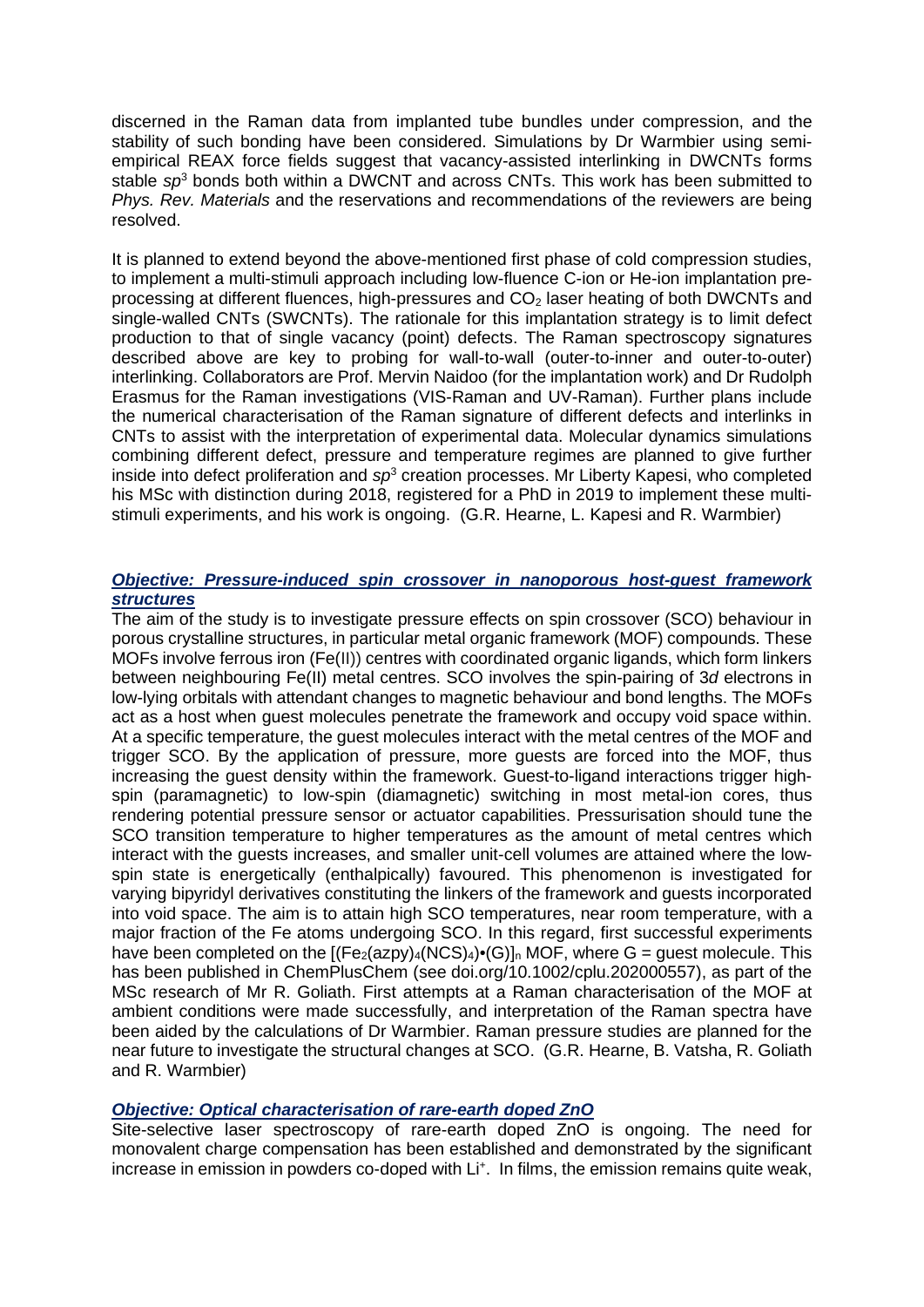discerned in the Raman data from implanted tube bundles under compression, and the stability of such bonding have been considered. Simulations by Dr Warmbier using semi-empirical REAX force fields suggest that vacancy-assisted interlinking in DWCNTs forms stable $sp^3$ bonds both within a DWCNT and across CNTs. This work has been submitted to *Phys. Rev. Materials* and the reservations and recommendations of the reviewers are being resolved.

It is planned to extend beyond the above-mentioned first phase of cold compression studies, to implement a multi-stimuli approach including low-fluence C-ion or He-ion implantation pre-processing at different fluences, high-pressures and $CO_2$ laser heating of both DWCNTs and single-walled CNTs (SWCNTs). The rationale for this implantation strategy is to limit defect production to that of single vacancy (point) defects. The Raman spectroscopy signatures described above are key to probing for wall-to-wall (outer-to-inner and outer-to-outer) interlinking. Collaborators are Prof. Mervin Naidoo (for the implantation work) and Dr Rudolph Erasmus for the Raman investigations (VIS-Raman and UV-Raman). Further plans include the numerical characterisation of the Raman signature of different defects and interlinks in CNTs to assist with the interpretation of experimental data. Molecular dynamics simulations combining different defect, pressure and temperature regimes are planned to give further inside into defect proliferation and $sp^3$ creation processes. Mr Liberty Kapesi, who completed his MSc with distinction during 2018, registered for a PhD in 2019 to implement these multi-stimuli experiments, and his work is ongoing. (G.R. Hearne, L. Kapesi and R. Warmbier)

### ***Objective: Pressure-induced spin crossover in nanoporous host-guest framework structures***

The aim of the study is to investigate pressure effects on spin crossover (SCO) behaviour in porous crystalline structures, in particular metal organic framework (MOF) compounds. These MOFs involve ferrous iron (Fe(II)) centres with coordinated organic ligands, which form linkers between neighbouring Fe(II) metal centres. SCO involves the spin-pairing of 3*d* electrons in low-lying orbitals with attendant changes to magnetic behaviour and bond lengths. The MOFs act as a host when guest molecules penetrate the framework and occupy void space within. At a specific temperature, the guest molecules interact with the metal centres of the MOF and trigger SCO. By the application of pressure, more guests are forced into the MOF, thus increasing the guest density within the framework. Guest-to-ligand interactions trigger high-spin (paramagnetic) to low-spin (diamagnetic) switching in most metal-ion cores, thus rendering potential pressure sensor or actuator capabilities. Pressurisation should tune the SCO transition temperature to higher temperatures as the amount of metal centres which interact with the guests increases, and smaller unit-cell volumes are attained where the low-spin state is energetically (enthalpically) favoured. This phenomenon is investigated for varying bipyridyl derivatives constituting the linkers of the framework and guests incorporated into void space. The aim is to attain high SCO temperatures, near room temperature, with a major fraction of the Fe atoms undergoing SCO. In this regard, first successful experiments have been completed on the $[(Fe_2(azpy)_4(NCS)_4)\bullet(G)]_n$ MOF, where G = guest molecule. This has been published in ChemPlusChem (see doi.org/10.1002/cplu.202000557), as part of the MSc research of Mr R. Goliath. First attempts at a Raman characterisation of the MOF at ambient conditions were made successfully, and interpretation of the Raman spectra have been aided by the calculations of Dr Warmbier. Raman pressure studies are planned for the near future to investigate the structural changes at SCO. (G.R. Hearne, B. Vatsha, R. Goliath and R. Warmbier)

### ***Objective: Optical characterisation of rare-earth doped ZnO***

Site-selective laser spectroscopy of rare-earth doped ZnO is ongoing. The need for monovalent charge compensation has been established and demonstrated by the significant increase in emission in powders co-doped with $Li^+$. In films, the emission remains quite weak,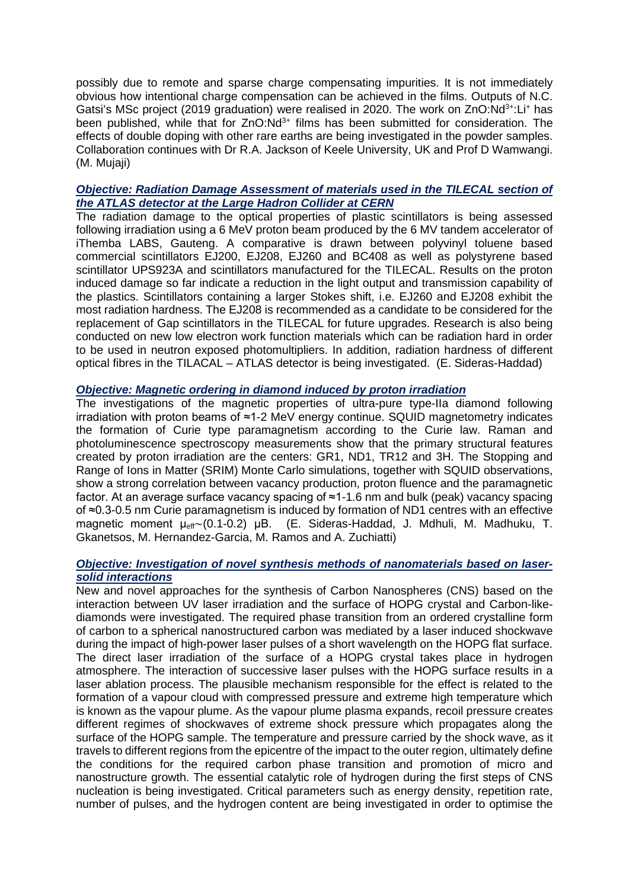possibly due to remote and sparse charge compensating impurities. It is not immediately obvious how intentional charge compensation can be achieved in the films. Outputs of N.C. Gatsi's MSc project (2019 graduation) were realised in 2020. The work on ZnO:$Nd^{3+}$:$Li^{+}$ has been published, while that for ZnO:$Nd^{3+}$ films has been submitted for consideration. The effects of double doping with other rare earths are being investigated in the powder samples. Collaboration continues with Dr R.A. Jackson of Keele University, UK and Prof D Wamwangi. (M. Mujaji)

### *Objective: Radiation Damage Assessment of materials used in the TILECAL section of the ATLAS detector at the Large Hadron Collider at CERN*

The radiation damage to the optical properties of plastic scintillators is being assessed following irradiation using a 6 MeV proton beam produced by the 6 MV tandem accelerator of iThemba LABS, Gauteng. A comparative is drawn between polyvinyl toluene based commercial scintillators EJ200, EJ208, EJ260 and BC408 as well as polystyrene based scintillator UPS923A and scintillators manufactured for the TILECAL. Results on the proton induced damage so far indicate a reduction in the light output and transmission capability of the plastics. Scintillators containing a larger Stokes shift, i.e. EJ260 and EJ208 exhibit the most radiation hardness. The EJ208 is recommended as a candidate to be considered for the replacement of Gap scintillators in the TILECAL for future upgrades. Research is also being conducted on new low electron work function materials which can be radiation hard in order to be used in neutron exposed photomultipliers. In addition, radiation hardness of different optical fibres in the TILACAL – ATLAS detector is being investigated. (E. Sideras-Haddad)

### *Objective: Magnetic ordering in diamond induced by proton irradiation*

The investigations of the magnetic properties of ultra-pure type-IIa diamond following irradiation with proton beams of ≈1-2 MeV energy continue. SQUID magnetometry indicates the formation of Curie type paramagnetism according to the Curie law. Raman and photoluminescence spectroscopy measurements show that the primary structural features created by proton irradiation are the centers: GR1, ND1, TR12 and 3H. The Stopping and Range of Ions in Matter (SRIM) Monte Carlo simulations, together with SQUID observations, show a strong correlation between vacancy production, proton fluence and the paramagnetic factor. At an average surface vacancy spacing of ≈1-1.6 nm and bulk (peak) vacancy spacing of ≈0.3-0.5 nm Curie paramagnetism is induced by formation of ND1 centres with an effective magnetic moment $\mu_{eff}$~(0.1-0.2) $\mu_B$. (E. Sideras-Haddad, J. Mdhuli, M. Madhuku, T. Gkanetsos, M. Hernandez-Garcia, M. Ramos and A. Zuchiatti)

### *Objective: Investigation of novel synthesis methods of nanomaterials based on laser-solid interactions*

New and novel approaches for the synthesis of Carbon Nanospheres (CNS) based on the interaction between UV laser irradiation and the surface of HOPG crystal and Carbon-like-diamonds were investigated. The required phase transition from an ordered crystalline form of carbon to a spherical nanostructured carbon was mediated by a laser induced shockwave during the impact of high-power laser pulses of a short wavelength on the HOPG flat surface. The direct laser irradiation of the surface of a HOPG crystal takes place in hydrogen atmosphere. The interaction of successive laser pulses with the HOPG surface results in a laser ablation process. The plausible mechanism responsible for the effect is related to the formation of a vapour cloud with compressed pressure and extreme high temperature which is known as the vapour plume. As the vapour plume plasma expands, recoil pressure creates different regimes of shockwaves of extreme shock pressure which propagates along the surface of the HOPG sample. The temperature and pressure carried by the shock wave, as it travels to different regions from the epicentre of the impact to the outer region, ultimately define the conditions for the required carbon phase transition and promotion of micro and nanostructure growth. The essential catalytic role of hydrogen during the first steps of CNS nucleation is being investigated. Critical parameters such as energy density, repetition rate, number of pulses, and the hydrogen content are being investigated in order to optimise the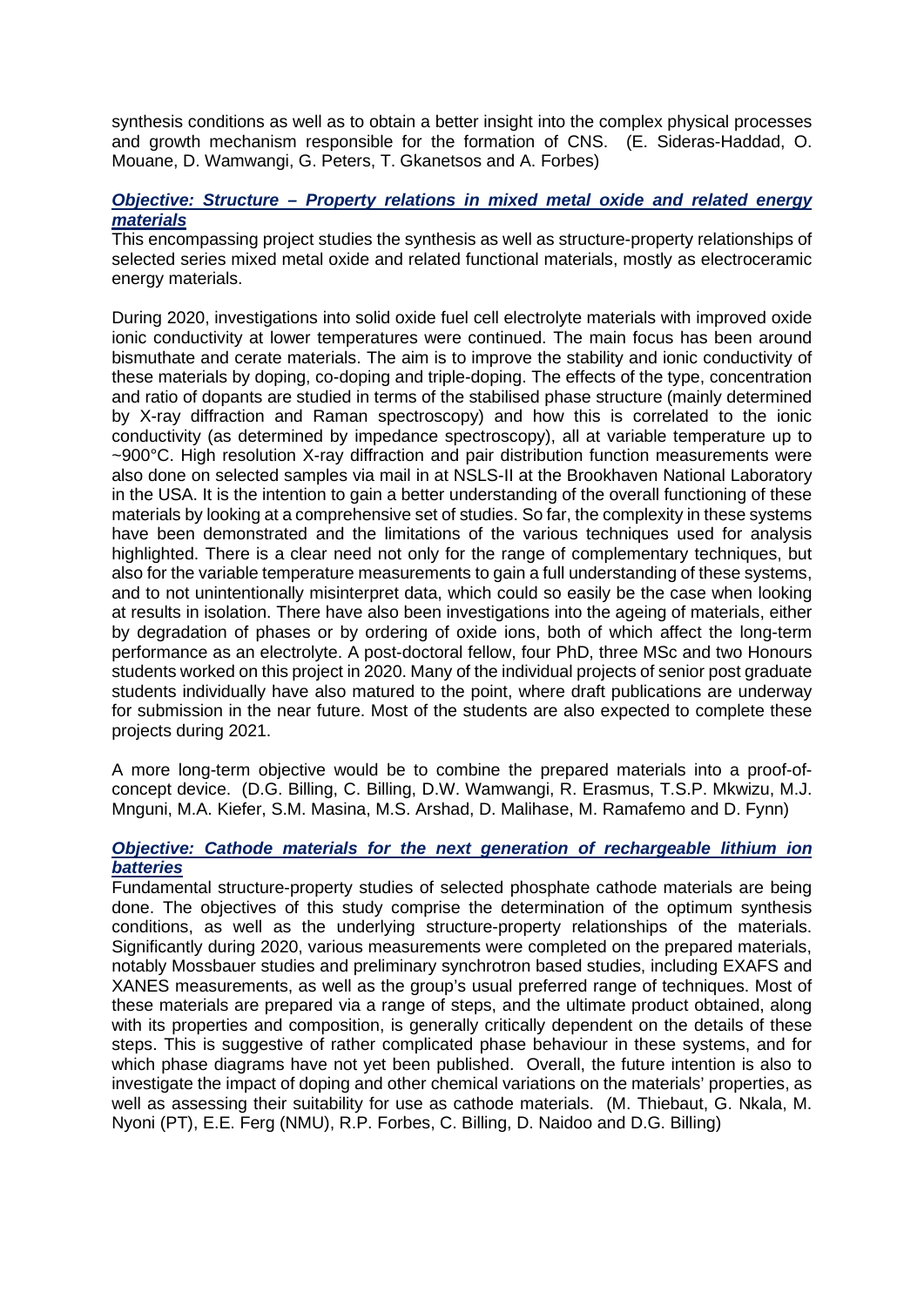synthesis conditions as well as to obtain a better insight into the complex physical processes and growth mechanism responsible for the formation of CNS. (E. Sideras-Haddad, O. Mouane, D. Wamwangi, G. Peters, T. Gkanetsos and A. Forbes)

### ***Objective: Structure – Property relations in mixed metal oxide and related energy materials***

This encompassing project studies the synthesis as well as structure-property relationships of selected series mixed metal oxide and related functional materials, mostly as electroceramic energy materials.

During 2020, investigations into solid oxide fuel cell electrolyte materials with improved oxide ionic conductivity at lower temperatures were continued. The main focus has been around bismuthate and cerate materials. The aim is to improve the stability and ionic conductivity of these materials by doping, co-doping and triple-doping. The effects of the type, concentration and ratio of dopants are studied in terms of the stabilised phase structure (mainly determined by X-ray diffraction and Raman spectroscopy) and how this is correlated to the ionic conductivity (as determined by impedance spectroscopy), all at variable temperature up to ~900°C. High resolution X-ray diffraction and pair distribution function measurements were also done on selected samples via mail in at NSLS-II at the Brookhaven National Laboratory in the USA. It is the intention to gain a better understanding of the overall functioning of these materials by looking at a comprehensive set of studies. So far, the complexity in these systems have been demonstrated and the limitations of the various techniques used for analysis highlighted. There is a clear need not only for the range of complementary techniques, but also for the variable temperature measurements to gain a full understanding of these systems, and to not unintentionally misinterpret data, which could so easily be the case when looking at results in isolation. There have also been investigations into the ageing of materials, either by degradation of phases or by ordering of oxide ions, both of which affect the long-term performance as an electrolyte. A post-doctoral fellow, four PhD, three MSc and two Honours students worked on this project in 2020. Many of the individual projects of senior post graduate students individually have also matured to the point, where draft publications are underway for submission in the near future. Most of the students are also expected to complete these projects during 2021.

A more long-term objective would be to combine the prepared materials into a proof-of-concept device. (D.G. Billing, C. Billing, D.W. Wamwangi, R. Erasmus, T.S.P. Mkwizu, M.J. Mnguni, M.A. Kiefer, S.M. Masina, M.S. Arshad, D. Malihase, M. Ramafemo and D. Fynn)

### ***Objective: Cathode materials for the next generation of rechargeable lithium ion batteries***

Fundamental structure-property studies of selected phosphate cathode materials are being done. The objectives of this study comprise the determination of the optimum synthesis conditions, as well as the underlying structure-property relationships of the materials. Significantly during 2020, various measurements were completed on the prepared materials, notably Mossbauer studies and preliminary synchrotron based studies, including EXAFS and XANES measurements, as well as the group's usual preferred range of techniques. Most of these materials are prepared via a range of steps, and the ultimate product obtained, along with its properties and composition, is generally critically dependent on the details of these steps. This is suggestive of rather complicated phase behaviour in these systems, and for which phase diagrams have not yet been published. Overall, the future intention is also to investigate the impact of doping and other chemical variations on the materials' properties, as well as assessing their suitability for use as cathode materials. (M. Thiebaut, G. Nkala, M. Nyoni (PT), E.E. Ferg (NMU), R.P. Forbes, C. Billing, D. Naidoo and D.G. Billing)